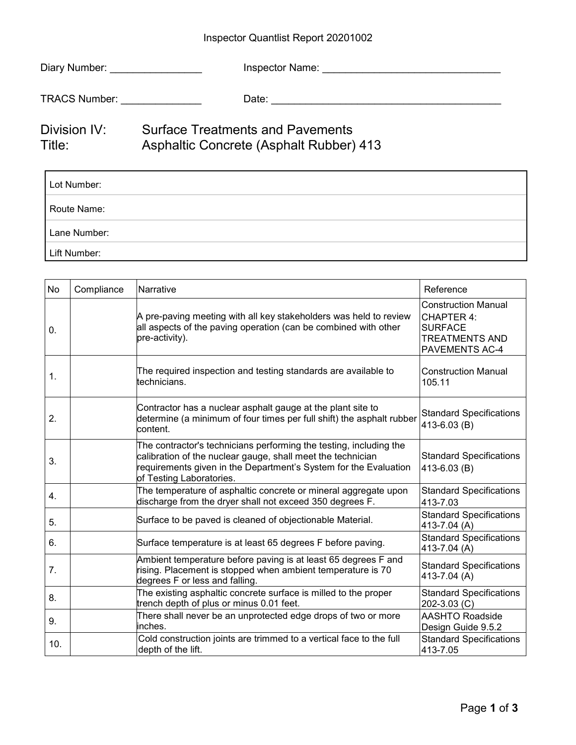Inspector Quantlist Report 20201002

Diary Number: ________________ Inspector Name: ________________________________

TRACS Number: ______________ Date: __________________________________________

# Division IV: Surface Treatments and Pavements
# Title: Asphaltic Concrete (Asphalt Rubber) 413

| Lot Number: |
|---|
| Route Name: |
| Lane Number: |
| Lift Number: |

| No | Compliance | Narrative | Reference |
|---|---|---|---|
| 0. | | A pre-paving meeting with all key stakeholders was held to review all aspects of the paving operation (can be combined with other pre-activity). | Construction Manual CHAPTER 4: SURFACE TREATMENTS AND PAVEMENTS AC-4 |
| 1. | | The required inspection and testing standards are available to technicians. | Construction Manual 105.11 |
| 2. | | Contractor has a nuclear asphalt gauge at the plant site to determine (a minimum of four times per full shift) the asphalt rubber content. | Standard Specifications 413-6.03 (B) |
| 3. | | The contractor's technicians performing the testing, including the calibration of the nuclear gauge, shall meet the technician requirements given in the Department's System for the Evaluation of Testing Laboratories. | Standard Specifications 413-6.03 (B) |
| 4. | | The temperature of asphaltic concrete or mineral aggregate upon discharge from the dryer shall not exceed 350 degrees F. | Standard Specifications 413-7.03 |
| 5. | | Surface to be paved is cleaned of objectionable Material. | Standard Specifications 413-7.04 (A) |
| 6. | | Surface temperature is at least 65 degrees F before paving. | Standard Specifications 413-7.04 (A) |
| 7. | | Ambient temperature before paving is at least 65 degrees F and rising. Placement is stopped when ambient temperature is 70 degrees F or less and falling. | Standard Specifications 413-7.04 (A) |
| 8. | | The existing asphaltic concrete surface is milled to the proper trench depth of plus or minus 0.01 feet. | Standard Specifications 202-3.03 (C) |
| 9. | | There shall never be an unprotected edge drops of two or more inches. | AASHTO Roadside Design Guide 9.5.2 |
| 10. | | Cold construction joints are trimmed to a vertical face to the full depth of the lift. | Standard Specifications 413-7.05 |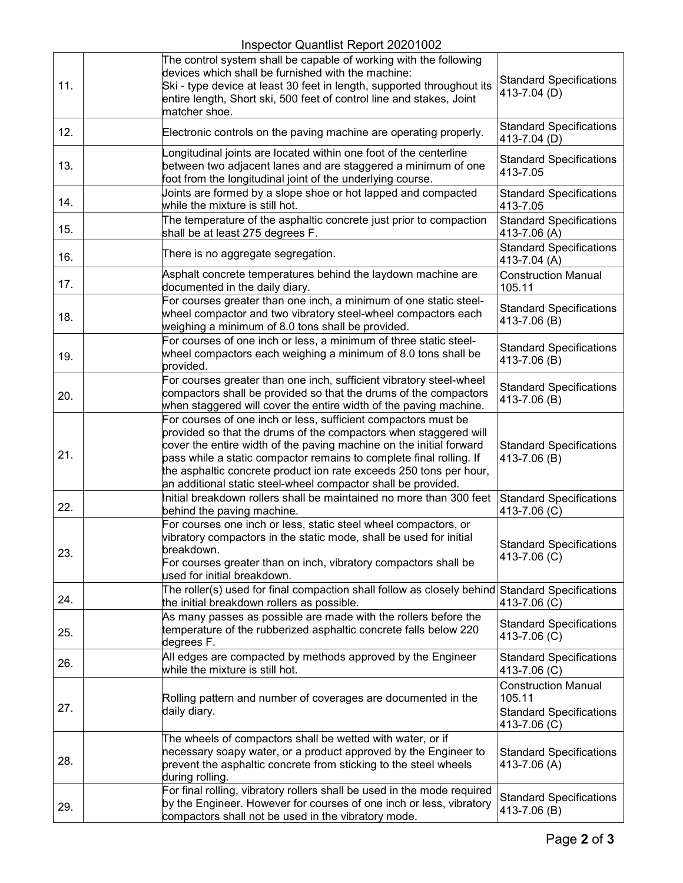| | | | |
|---|---|---|---|
| 11. | | The control system shall be capable of working with the following devices which shall be furnished with the machine:<br>Ski - type device at least 30 feet in length, supported throughout its entire length, Short ski, 500 feet of control line and stakes, Joint matcher shoe. | Standard Specifications 413-7.04 (D) |
| 12. | | Electronic controls on the paving machine are operating properly. | Standard Specifications 413-7.04 (D) |
| 13. | | Longitudinal joints are located within one foot of the centerline between two adjacent lanes and are staggered a minimum of one foot from the longitudinal joint of the underlying course. | Standard Specifications 413-7.05 |
| 14. | | Joints are formed by a slope shoe or hot lapped and compacted while the mixture is still hot. | Standard Specifications 413-7.05 |
| 15. | | The temperature of the asphaltic concrete just prior to compaction shall be at least 275 degrees F. | Standard Specifications 413-7.06 (A) |
| 16. | | There is no aggregate segregation. | Standard Specifications 413-7.04 (A) |
| 17. | | Asphalt concrete temperatures behind the laydown machine are documented in the daily diary. | Construction Manual 105.11 |
| 18. | | For courses greater than one inch, a minimum of one static steel-wheel compactor and two vibratory steel-wheel compactors each weighing a minimum of 8.0 tons shall be provided. | Standard Specifications 413-7.06 (B) |
| 19. | | For courses of one inch or less, a minimum of three static steel-wheel compactors each weighing a minimum of 8.0 tons shall be provided. | Standard Specifications 413-7.06 (B) |
| 20. | | For courses greater than one inch, sufficient vibratory steel-wheel compactors shall be provided so that the drums of the compactors when staggered will cover the entire width of the paving machine. | Standard Specifications 413-7.06 (B) |
| 21. | | For courses of one inch or less, sufficient compactors must be provided so that the drums of the compactors when staggered will cover the entire width of the paving machine on the initial forward pass while a static compactor remains to complete final rolling. If the asphaltic concrete product ion rate exceeds 250 tons per hour, an additional static steel-wheel compactor shall be provided. | Standard Specifications 413-7.06 (B) |
| 22. | | Initial breakdown rollers shall be maintained no more than 300 feet behind the paving machine. | Standard Specifications 413-7.06 (C) |
| 23. | | For courses one inch or less, static steel wheel compactors, or vibratory compactors in the static mode, shall be used for initial breakdown.<br>For courses greater than on inch, vibratory compactors shall be used for initial breakdown. | Standard Specifications 413-7.06 (C) |
| 24. | | The roller(s) used for final compaction shall follow as closely behind the initial breakdown rollers as possible. | Standard Specifications 413-7.06 (C) |
| 25. | | As many passes as possible are made with the rollers before the temperature of the rubberized asphaltic concrete falls below 220 degrees F. | Standard Specifications 413-7.06 (C) |
| 26. | | All edges are compacted by methods approved by the Engineer while the mixture is still hot. | Standard Specifications 413-7.06 (C) |
| 27. | | Rolling pattern and number of coverages are documented in the daily diary. | Construction Manual 105.11<br>Standard Specifications 413-7.06 (C) |
| 28. | | The wheels of compactors shall be wetted with water, or if necessary soapy water, or a product approved by the Engineer to prevent the asphaltic concrete from sticking to the steel wheels during rolling. | Standard Specifications 413-7.06 (A) |
| 29. | | For final rolling, vibratory rollers shall be used in the mode required by the Engineer. However for courses of one inch or less, vibratory compactors shall not be used in the vibratory mode. | Standard Specifications 413-7.06 (B) |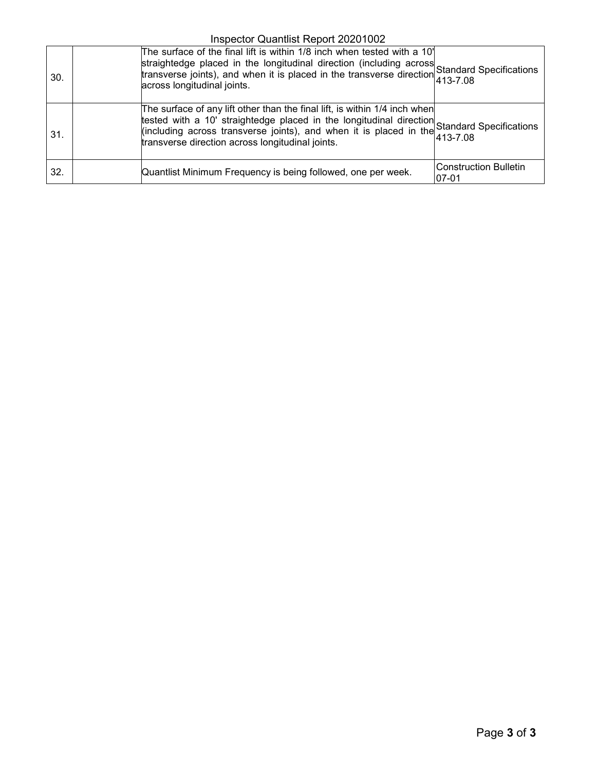| | | | |
|---|---|---|---|
| 30. | | The surface of the final lift is within 1/8 inch when tested with a 10' straightedge placed in the longitudinal direction (including across transverse joints), and when it is placed in the transverse direction across longitudinal joints. | Standard Specifications 413-7.08 |
| 31. | | The surface of any lift other than the final lift, is within 1/4 inch when tested with a 10' straightedge placed in the longitudinal direction (including across transverse joints), and when it is placed in the transverse direction across longitudinal joints. | Standard Specifications 413-7.08 |
| 32. | | Quantlist Minimum Frequency is being followed, one per week. | Construction Bulletin 07-01 |